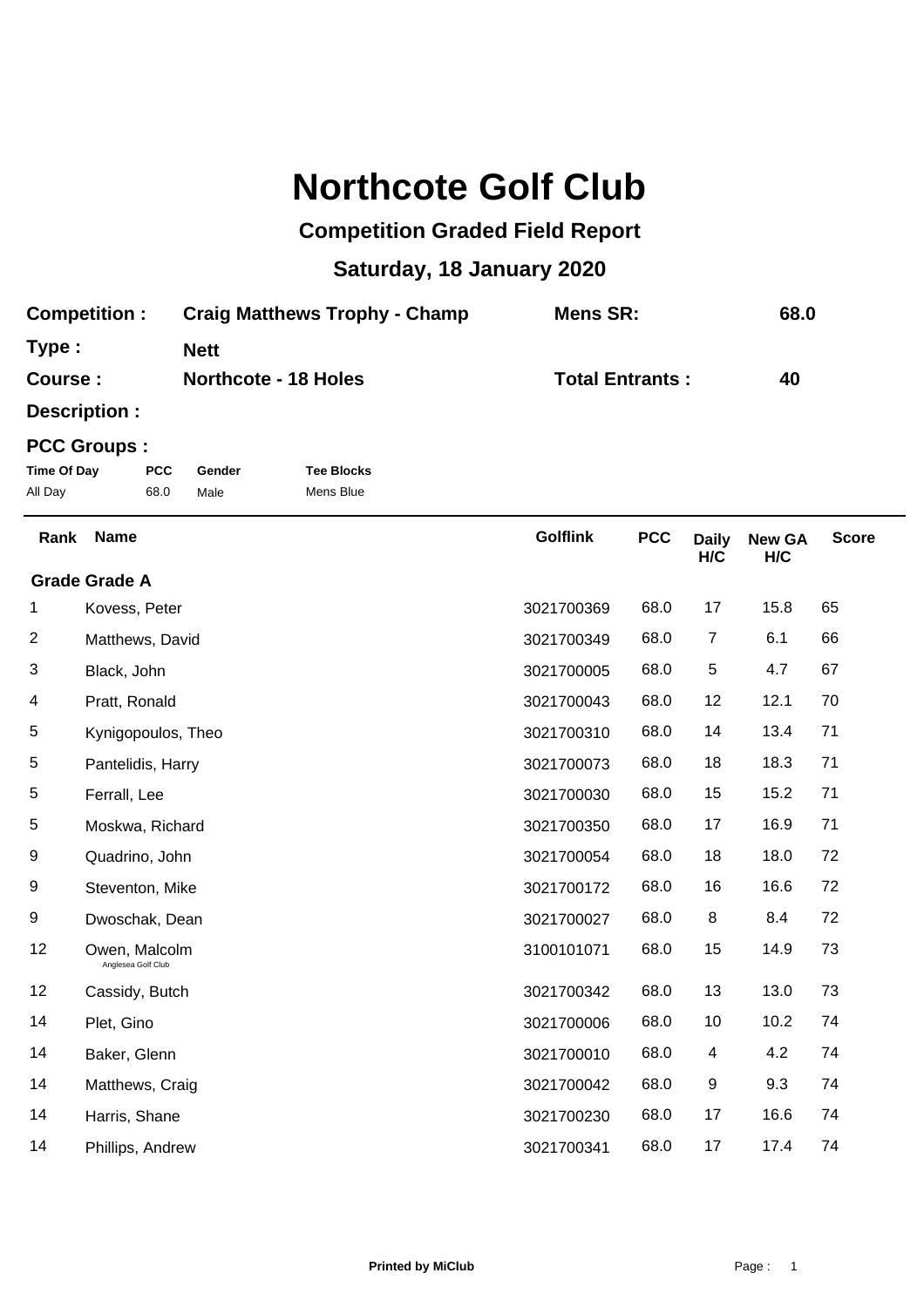# Northcote Golf Club

## Competition Graded Field Report

## Saturday, 18 January 2020

| | | | |
|---|---|---|---|
| **Competition :** | **Craig Matthews Trophy - Champ** | **Mens SR:** | **68.0** |
| **Type :** | **Nett** | | |
| **Course :** | **Northcote - 18 Holes** | **Total Entrants :** | **40** |
| **Description :** | | | |

**PCC Groups :**

| Time Of Day | PCC | Gender | Tee Blocks |
|---|---|---|---|
| All Day | 68.0 | Male | Mens Blue |

| Rank | Name | Golflink | PCC | Daily H/C | New GA H/C | Score |
|---|---|---|---|---|---|---|
| **Grade Grade A** | | | | | | |
| 1 | Kovess, Peter | 3021700369 | 68.0 | 17 | 15.8 | 65 |
| 2 | Matthews, David | 3021700349 | 68.0 | 7 | 6.1 | 66 |
| 3 | Black, John | 3021700005 | 68.0 | 5 | 4.7 | 67 |
| 4 | Pratt, Ronald | 3021700043 | 68.0 | 12 | 12.1 | 70 |
| 5 | Kynigopoulos, Theo | 3021700310 | 68.0 | 14 | 13.4 | 71 |
| 5 | Pantelidis, Harry | 3021700073 | 68.0 | 18 | 18.3 | 71 |
| 5 | Ferrall, Lee | 3021700030 | 68.0 | 15 | 15.2 | 71 |
| 5 | Moskwa, Richard | 3021700350 | 68.0 | 17 | 16.9 | 71 |
| 9 | Quadrino, John | 3021700054 | 68.0 | 18 | 18.0 | 72 |
| 9 | Steventon, Mike | 3021700172 | 68.0 | 16 | 16.6 | 72 |
| 9 | Dwoschak, Dean | 3021700027 | 68.0 | 8 | 8.4 | 72 |
| 12 | Owen, Malcolm<br>Anglesea Golf Club | 3100101071 | 68.0 | 15 | 14.9 | 73 |
| 12 | Cassidy, Butch | 3021700342 | 68.0 | 13 | 13.0 | 73 |
| 14 | Plet, Gino | 3021700006 | 68.0 | 10 | 10.2 | 74 |
| 14 | Baker, Glenn | 3021700010 | 68.0 | 4 | 4.2 | 74 |
| 14 | Matthews, Craig | 3021700042 | 68.0 | 9 | 9.3 | 74 |
| 14 | Harris, Shane | 3021700230 | 68.0 | 17 | 16.6 | 74 |
| 14 | Phillips, Andrew | 3021700341 | 68.0 | 17 | 17.4 | 74 |

**Printed by MiClub**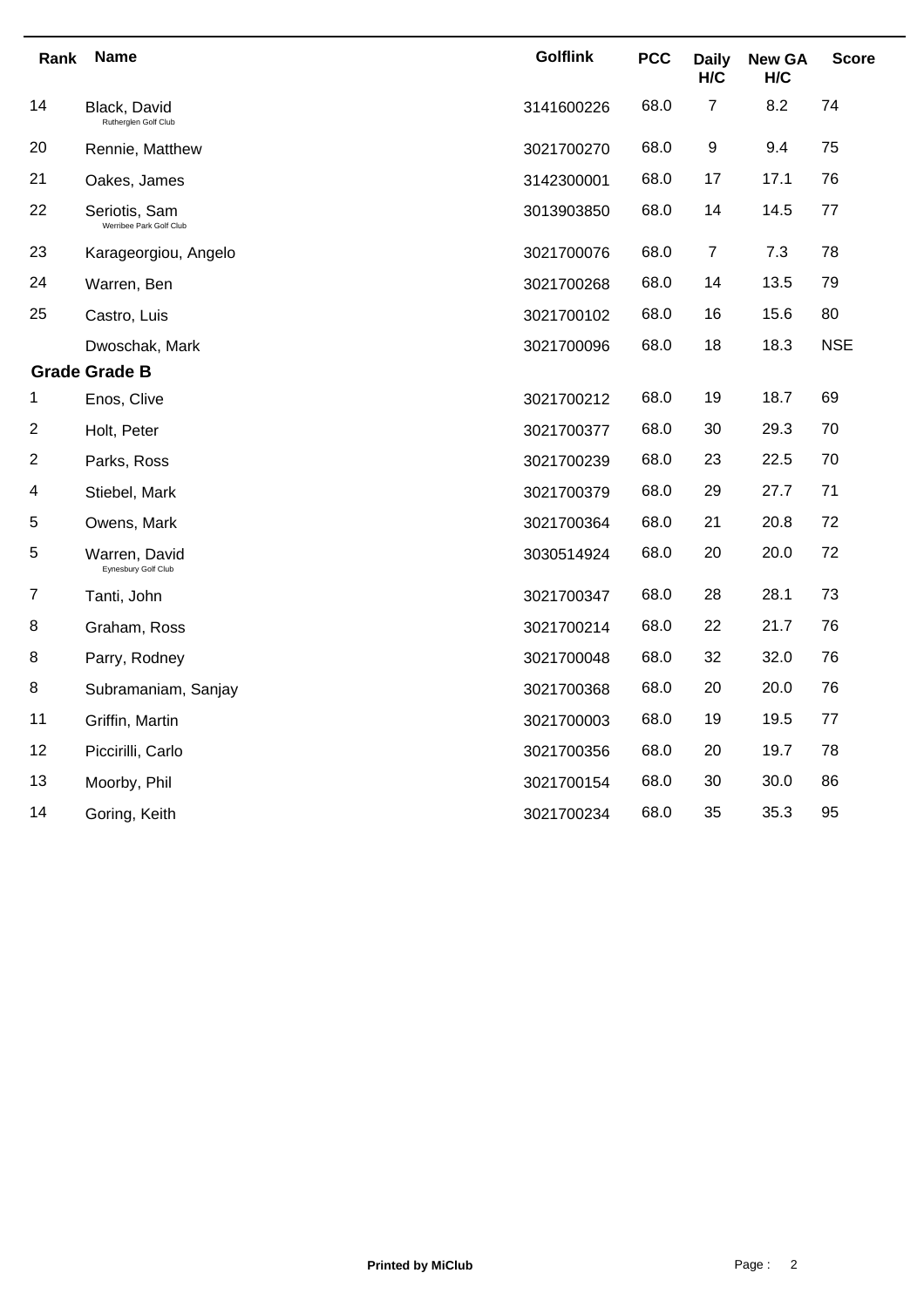| Rank | Name | Golflink | PCC | Daily H/C | New GA H/C | Score |
|---|---|---|---|---|---|---|
| 14 | Black, David<br>Rutherglen Golf Club | 3141600226 | 68.0 | 7 | 8.2 | 74 |
| 20 | Rennie, Matthew | 3021700270 | 68.0 | 9 | 9.4 | 75 |
| 21 | Oakes, James | 3142300001 | 68.0 | 17 | 17.1 | 76 |
| 22 | Seriotis, Sam<br>Werribee Park Golf Club | 3013903850 | 68.0 | 14 | 14.5 | 77 |
| 23 | Karageorgiou, Angelo | 3021700076 | 68.0 | 7 | 7.3 | 78 |
| 24 | Warren, Ben | 3021700268 | 68.0 | 14 | 13.5 | 79 |
| 25 | Castro, Luis | 3021700102 | 68.0 | 16 | 15.6 | 80 |
| | Dwoschak, Mark | 3021700096 | 68.0 | 18 | 18.3 | NSE |
| **Grade Grade B** | | | | | | |
| 1 | Enos, Clive | 3021700212 | 68.0 | 19 | 18.7 | 69 |
| 2 | Holt, Peter | 3021700377 | 68.0 | 30 | 29.3 | 70 |
| 2 | Parks, Ross | 3021700239 | 68.0 | 23 | 22.5 | 70 |
| 4 | Stiebel, Mark | 3021700379 | 68.0 | 29 | 27.7 | 71 |
| 5 | Owens, Mark | 3021700364 | 68.0 | 21 | 20.8 | 72 |
| 5 | Warren, David<br>Eynesbury Golf Club | 3030514924 | 68.0 | 20 | 20.0 | 72 |
| 7 | Tanti, John | 3021700347 | 68.0 | 28 | 28.1 | 73 |
| 8 | Graham, Ross | 3021700214 | 68.0 | 22 | 21.7 | 76 |
| 8 | Parry, Rodney | 3021700048 | 68.0 | 32 | 32.0 | 76 |
| 8 | Subramaniam, Sanjay | 3021700368 | 68.0 | 20 | 20.0 | 76 |
| 11 | Griffin, Martin | 3021700003 | 68.0 | 19 | 19.5 | 77 |
| 12 | Piccirilli, Carlo | 3021700356 | 68.0 | 20 | 19.7 | 78 |
| 13 | Moorby, Phil | 3021700154 | 68.0 | 30 | 30.0 | 86 |
| 14 | Goring, Keith | 3021700234 | 68.0 | 35 | 35.3 | 95 |

**Printed by MiClub**